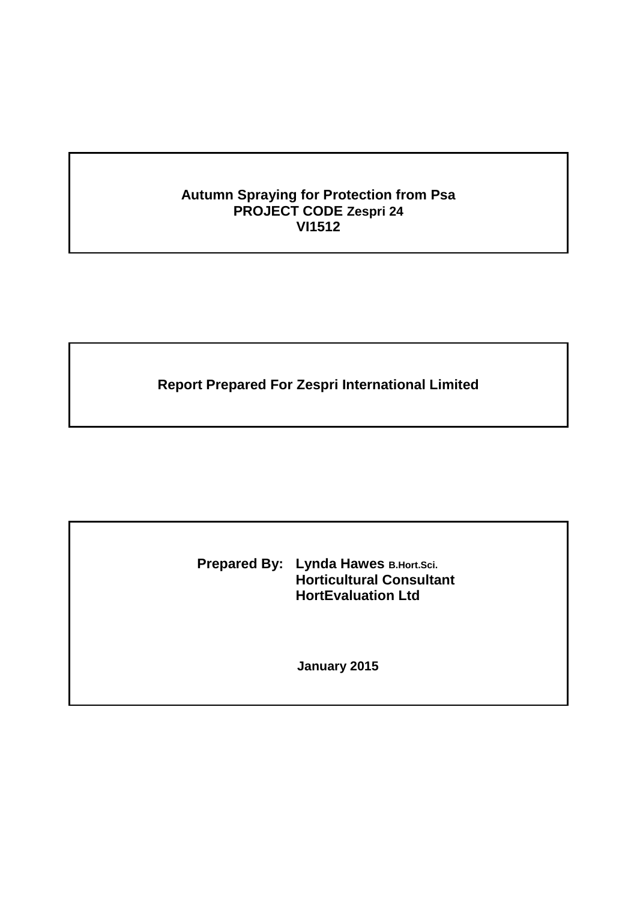**Autumn Spraying for Protection from Psa**
**PROJECT CODE Zespri 24**
**VI1512**

**Report Prepared For Zespri International Limited**

**Prepared By:** **Lynda Hawes B.Hort.Sci.**
**Horticultural Consultant**
**HortEvaluation Ltd**

**January 2015**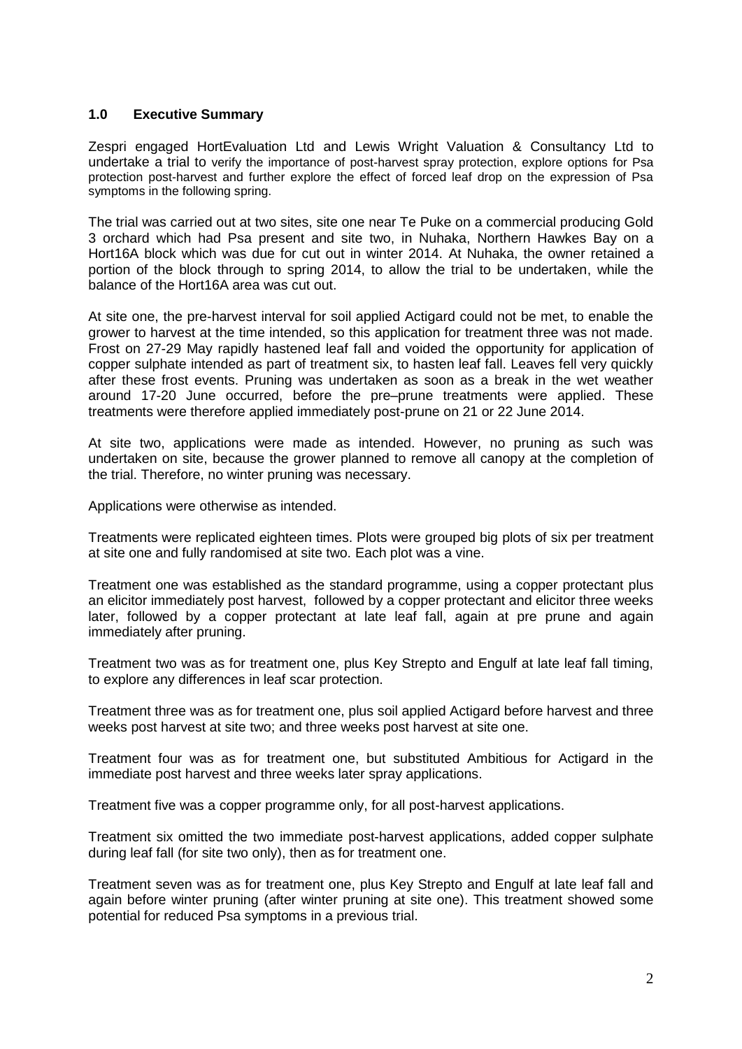## 1.0 Executive Summary

Zespri engaged HortEvaluation Ltd and Lewis Wright Valuation & Consultancy Ltd to undertake a trial to verify the importance of post-harvest spray protection, explore options for Psa protection post-harvest and further explore the effect of forced leaf drop on the expression of Psa symptoms in the following spring.

The trial was carried out at two sites, site one near Te Puke on a commercial producing Gold 3 orchard which had Psa present and site two, in Nuhaka, Northern Hawkes Bay on a Hort16A block which was due for cut out in winter 2014. At Nuhaka, the owner retained a portion of the block through to spring 2014, to allow the trial to be undertaken, while the balance of the Hort16A area was cut out.

At site one, the pre-harvest interval for soil applied Actigard could not be met, to enable the grower to harvest at the time intended, so this application for treatment three was not made. Frost on 27-29 May rapidly hastened leaf fall and voided the opportunity for application of copper sulphate intended as part of treatment six, to hasten leaf fall. Leaves fell very quickly after these frost events. Pruning was undertaken as soon as a break in the wet weather around 17-20 June occurred, before the pre–prune treatments were applied. These treatments were therefore applied immediately post-prune on 21 or 22 June 2014.

At site two, applications were made as intended. However, no pruning as such was undertaken on site, because the grower planned to remove all canopy at the completion of the trial. Therefore, no winter pruning was necessary.

Applications were otherwise as intended.

Treatments were replicated eighteen times. Plots were grouped big plots of six per treatment at site one and fully randomised at site two. Each plot was a vine.

Treatment one was established as the standard programme, using a copper protectant plus an elicitor immediately post harvest, followed by a copper protectant and elicitor three weeks later, followed by a copper protectant at late leaf fall, again at pre prune and again immediately after pruning.

Treatment two was as for treatment one, plus Key Strepto and Engulf at late leaf fall timing, to explore any differences in leaf scar protection.

Treatment three was as for treatment one, plus soil applied Actigard before harvest and three weeks post harvest at site two; and three weeks post harvest at site one.

Treatment four was as for treatment one, but substituted Ambitious for Actigard in the immediate post harvest and three weeks later spray applications.

Treatment five was a copper programme only, for all post-harvest applications.

Treatment six omitted the two immediate post-harvest applications, added copper sulphate during leaf fall (for site two only), then as for treatment one.

Treatment seven was as for treatment one, plus Key Strepto and Engulf at late leaf fall and again before winter pruning (after winter pruning at site one). This treatment showed some potential for reduced Psa symptoms in a previous trial.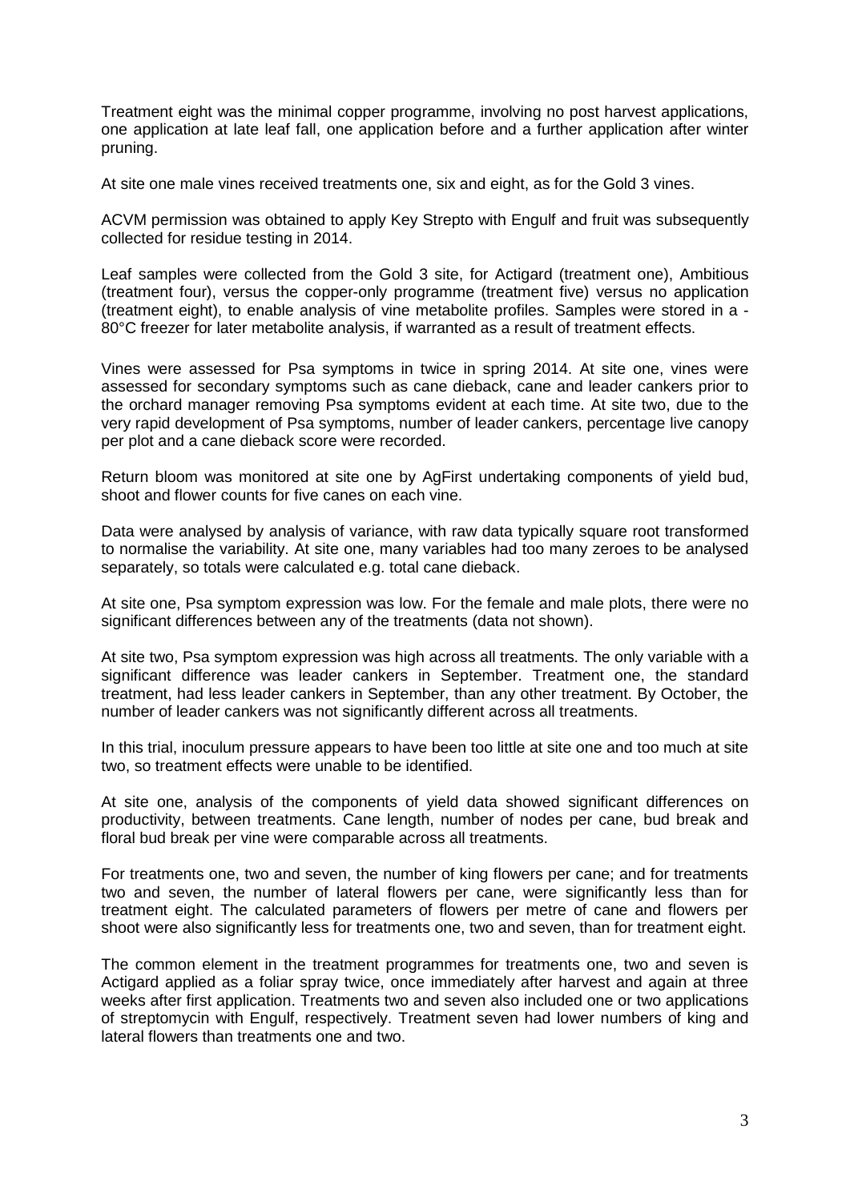Treatment eight was the minimal copper programme, involving no post harvest applications, one application at late leaf fall, one application before and a further application after winter pruning.

At site one male vines received treatments one, six and eight, as for the Gold 3 vines.

ACVM permission was obtained to apply Key Strepto with Engulf and fruit was subsequently collected for residue testing in 2014.

Leaf samples were collected from the Gold 3 site, for Actigard (treatment one), Ambitious (treatment four), versus the copper-only programme (treatment five) versus no application (treatment eight), to enable analysis of vine metabolite profiles. Samples were stored in a -80°C freezer for later metabolite analysis, if warranted as a result of treatment effects.

Vines were assessed for Psa symptoms in twice in spring 2014. At site one, vines were assessed for secondary symptoms such as cane dieback, cane and leader cankers prior to the orchard manager removing Psa symptoms evident at each time. At site two, due to the very rapid development of Psa symptoms, number of leader cankers, percentage live canopy per plot and a cane dieback score were recorded.

Return bloom was monitored at site one by AgFirst undertaking components of yield bud, shoot and flower counts for five canes on each vine.

Data were analysed by analysis of variance, with raw data typically square root transformed to normalise the variability. At site one, many variables had too many zeroes to be analysed separately, so totals were calculated e.g. total cane dieback.

At site one, Psa symptom expression was low. For the female and male plots, there were no significant differences between any of the treatments (data not shown).

At site two, Psa symptom expression was high across all treatments. The only variable with a significant difference was leader cankers in September. Treatment one, the standard treatment, had less leader cankers in September, than any other treatment. By October, the number of leader cankers was not significantly different across all treatments.

In this trial, inoculum pressure appears to have been too little at site one and too much at site two, so treatment effects were unable to be identified.

At site one, analysis of the components of yield data showed significant differences on productivity, between treatments. Cane length, number of nodes per cane, bud break and floral bud break per vine were comparable across all treatments.

For treatments one, two and seven, the number of king flowers per cane; and for treatments two and seven, the number of lateral flowers per cane, were significantly less than for treatment eight. The calculated parameters of flowers per metre of cane and flowers per shoot were also significantly less for treatments one, two and seven, than for treatment eight.

The common element in the treatment programmes for treatments one, two and seven is Actigard applied as a foliar spray twice, once immediately after harvest and again at three weeks after first application. Treatments two and seven also included one or two applications of streptomycin with Engulf, respectively. Treatment seven had lower numbers of king and lateral flowers than treatments one and two.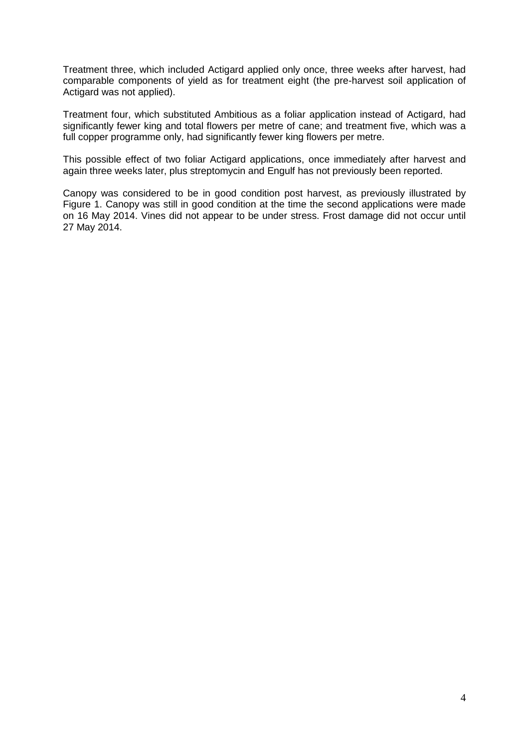Treatment three, which included Actigard applied only once, three weeks after harvest, had comparable components of yield as for treatment eight (the pre-harvest soil application of Actigard was not applied).

Treatment four, which substituted Ambitious as a foliar application instead of Actigard, had significantly fewer king and total flowers per metre of cane; and treatment five, which was a full copper programme only, had significantly fewer king flowers per metre.

This possible effect of two foliar Actigard applications, once immediately after harvest and again three weeks later, plus streptomycin and Engulf has not previously been reported.

Canopy was considered to be in good condition post harvest, as previously illustrated by Figure 1. Canopy was still in good condition at the time the second applications were made on 16 May 2014. Vines did not appear to be under stress. Frost damage did not occur until 27 May 2014.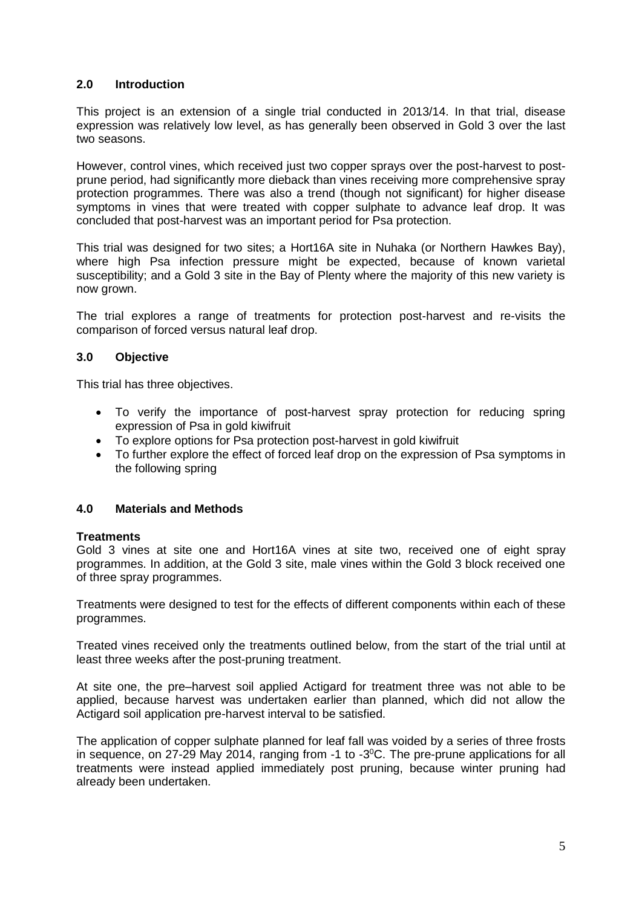## 2.0 Introduction

This project is an extension of a single trial conducted in 2013/14. In that trial, disease expression was relatively low level, as has generally been observed in Gold 3 over the last two seasons.

However, control vines, which received just two copper sprays over the post-harvest to post-prune period, had significantly more dieback than vines receiving more comprehensive spray protection programmes. There was also a trend (though not significant) for higher disease symptoms in vines that were treated with copper sulphate to advance leaf drop. It was concluded that post-harvest was an important period for Psa protection.

This trial was designed for two sites; a Hort16A site in Nuhaka (or Northern Hawkes Bay), where high Psa infection pressure might be expected, because of known varietal susceptibility; and a Gold 3 site in the Bay of Plenty where the majority of this new variety is now grown.

The trial explores a range of treatments for protection post-harvest and re-visits the comparison of forced versus natural leaf drop.

## 3.0 Objective

This trial has three objectives.

- To verify the importance of post-harvest spray protection for reducing spring expression of Psa in gold kiwifruit
- To explore options for Psa protection post-harvest in gold kiwifruit
- To further explore the effect of forced leaf drop on the expression of Psa symptoms in the following spring

## 4.0 Materials and Methods

**Treatments**

Gold 3 vines at site one and Hort16A vines at site two, received one of eight spray programmes. In addition, at the Gold 3 site, male vines within the Gold 3 block received one of three spray programmes.

Treatments were designed to test for the effects of different components within each of these programmes.

Treated vines received only the treatments outlined below, from the start of the trial until at least three weeks after the post-pruning treatment.

At site one, the pre–harvest soil applied Actigard for treatment three was not able to be applied, because harvest was undertaken earlier than planned, which did not allow the Actigard soil application pre-harvest interval to be satisfied.

The application of copper sulphate planned for leaf fall was voided by a series of three frosts in sequence, on 27-29 May 2014, ranging from -1 to -3$^0$C. The pre-prune applications for all treatments were instead applied immediately post pruning, because winter pruning had already been undertaken.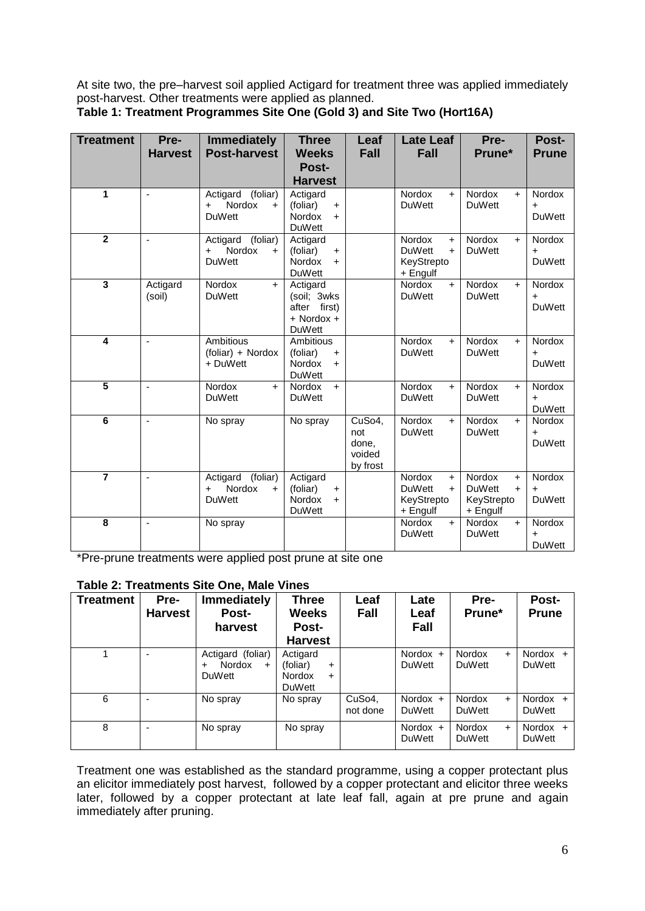At site two, the pre–harvest soil applied Actigard for treatment three was applied immediately post-harvest. Other treatments were applied as planned.

**Table 1: Treatment Programmes Site One (Gold 3) and Site Two (Hort16A)**

| Treatment | Pre-Harvest | Immediately Post-harvest | Three Weeks Post-Harvest | Leaf Fall | Late Leaf Fall | Pre-Prune* | Post-Prune |
|---|---|---|---|---|---|---|---|
| **1** | - | Actigard (foliar) + Nordox + DuWett | Actigard (foliar) + Nordox + DuWett | | Nordox + DuWett | Nordox + DuWett | Nordox + DuWett |
| **2** | - | Actigard (foliar) + Nordox + DuWett | Actigard (foliar) + Nordox + DuWett | | Nordox + DuWett + KeyStrepto + Engulf | Nordox + DuWett | Nordox + DuWett |
| **3** | Actigard (soil) | Nordox + DuWett | Actigard (soil; 3wks after first) + Nordox + DuWett | | Nordox + DuWett | Nordox + DuWett | Nordox + DuWett |
| **4** | - | Ambitious (foliar) + Nordox + DuWett | Ambitious (foliar) + Nordox + DuWett | | Nordox + DuWett | Nordox + DuWett | Nordox + DuWett |
| **5** | - | Nordox + DuWett | Nordox + DuWett | | Nordox + DuWett | Nordox + DuWett | Nordox + DuWett |
| **6** | - | No spray | No spray | CuSo4, not done, voided by frost | Nordox + DuWett | Nordox + DuWett | Nordox + DuWett |
| **7** | - | Actigard (foliar) + Nordox + DuWett | Actigard (foliar) + Nordox + DuWett | | Nordox + DuWett + KeyStrepto + Engulf | Nordox + DuWett + KeyStrepto + Engulf | Nordox + DuWett |
| **8** | - | No spray | | | Nordox + DuWett | Nordox + DuWett | Nordox + DuWett |

*Pre-prune treatments were applied post prune at site one

**Table 2: Treatments Site One, Male Vines**

| Treatment | Pre-Harvest | Immediately Post-harvest | Three Weeks Post-Harvest | Leaf Fall | Late Leaf Fall | Pre-Prune* | Post-Prune |
|---|---|---|---|---|---|---|---|
| 1 | - | Actigard (foliar) + Nordox + DuWett | Actigard (foliar) + Nordox + DuWett | | Nordox + DuWett | Nordox + DuWett | Nordox + DuWett |
| 6 | - | No spray | No spray | CuSo4, not done | Nordox + DuWett | Nordox + DuWett | Nordox + DuWett |
| 8 | - | No spray | No spray | | Nordox + DuWett | Nordox + DuWett | Nordox + DuWett |

Treatment one was established as the standard programme, using a copper protectant plus an elicitor immediately post harvest, followed by a copper protectant and elicitor three weeks later, followed by a copper protectant at late leaf fall, again at pre prune and again immediately after pruning.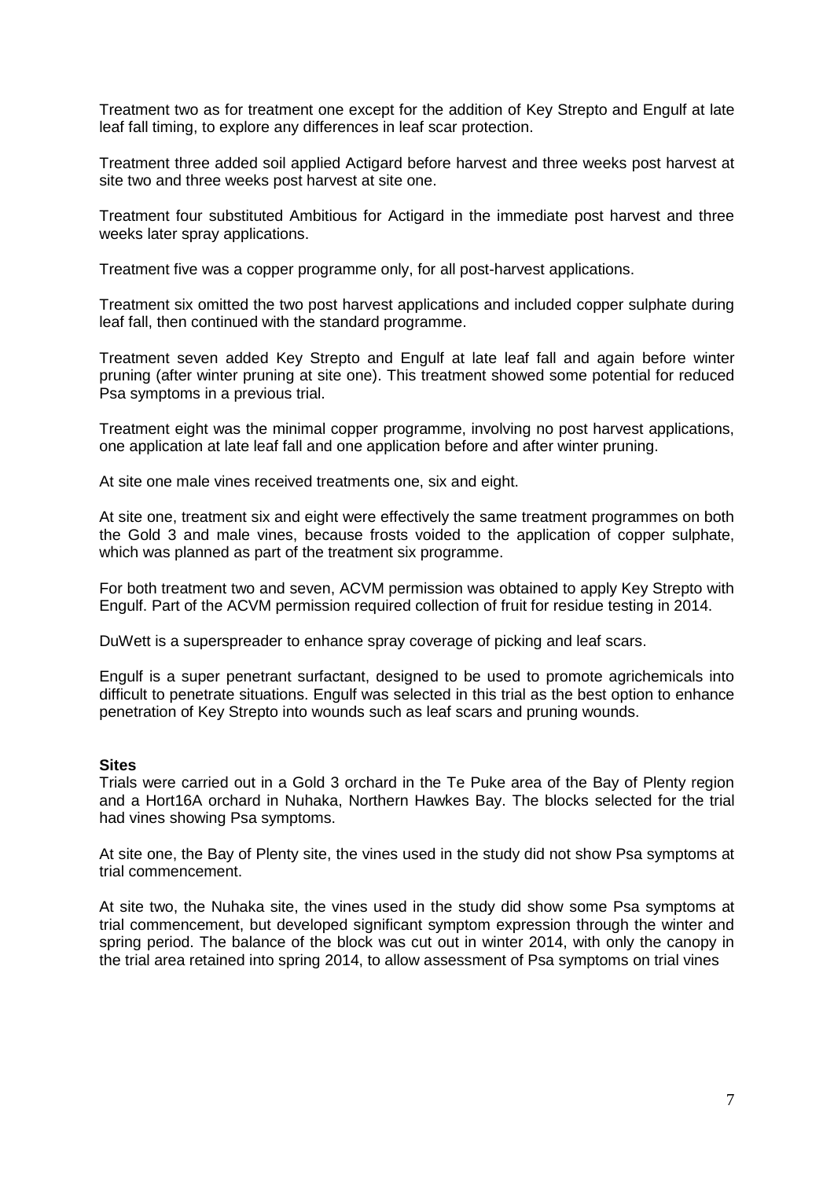Treatment two as for treatment one except for the addition of Key Strepto and Engulf at late leaf fall timing, to explore any differences in leaf scar protection.

Treatment three added soil applied Actigard before harvest and three weeks post harvest at site two and three weeks post harvest at site one.

Treatment four substituted Ambitious for Actigard in the immediate post harvest and three weeks later spray applications.

Treatment five was a copper programme only, for all post-harvest applications.

Treatment six omitted the two post harvest applications and included copper sulphate during leaf fall, then continued with the standard programme.

Treatment seven added Key Strepto and Engulf at late leaf fall and again before winter pruning (after winter pruning at site one). This treatment showed some potential for reduced Psa symptoms in a previous trial.

Treatment eight was the minimal copper programme, involving no post harvest applications, one application at late leaf fall and one application before and after winter pruning.

At site one male vines received treatments one, six and eight.

At site one, treatment six and eight were effectively the same treatment programmes on both the Gold 3 and male vines, because frosts voided to the application of copper sulphate, which was planned as part of the treatment six programme.

For both treatment two and seven, ACVM permission was obtained to apply Key Strepto with Engulf. Part of the ACVM permission required collection of fruit for residue testing in 2014.

DuWett is a superspreader to enhance spray coverage of picking and leaf scars.

Engulf is a super penetrant surfactant, designed to be used to promote agrichemicals into difficult to penetrate situations. Engulf was selected in this trial as the best option to enhance penetration of Key Strepto into wounds such as leaf scars and pruning wounds.

**Sites**

Trials were carried out in a Gold 3 orchard in the Te Puke area of the Bay of Plenty region and a Hort16A orchard in Nuhaka, Northern Hawkes Bay. The blocks selected for the trial had vines showing Psa symptoms.

At site one, the Bay of Plenty site, the vines used in the study did not show Psa symptoms at trial commencement.

At site two, the Nuhaka site, the vines used in the study did show some Psa symptoms at trial commencement, but developed significant symptom expression through the winter and spring period. The balance of the block was cut out in winter 2014, with only the canopy in the trial area retained into spring 2014, to allow assessment of Psa symptoms on trial vines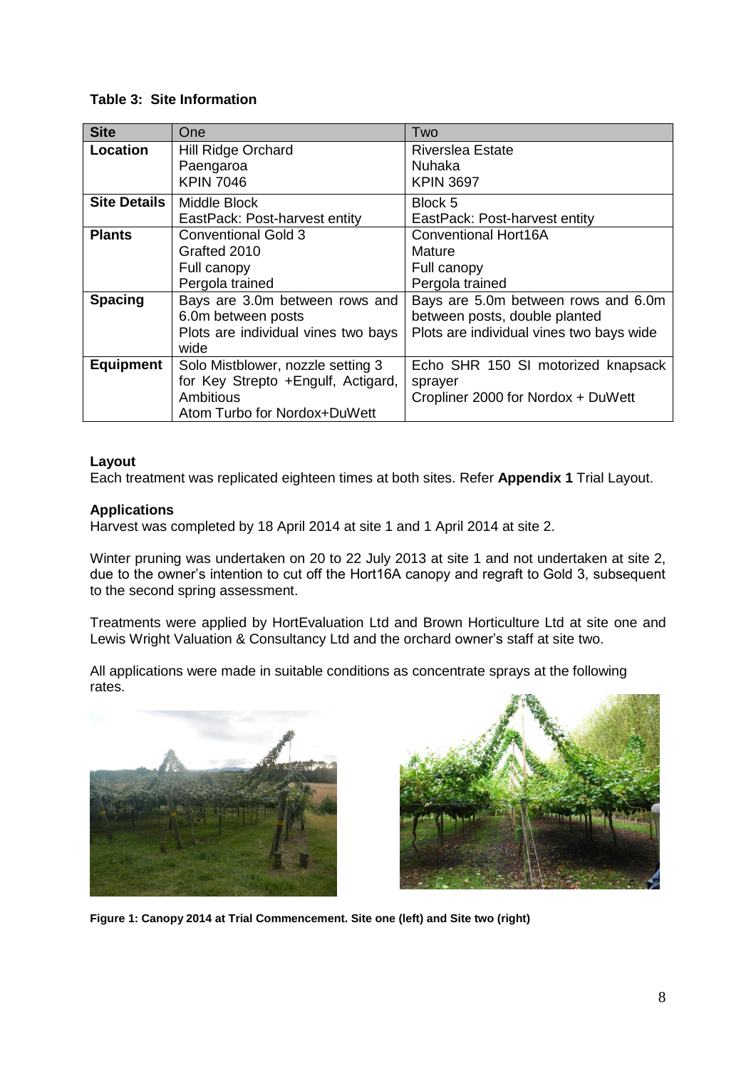**Table 3: Site Information**

| Site | One | Two |
|---|---|---|
| **Location** | Hill Ridge Orchard<br>Paengaroa<br>KPIN 7046 | Riverslea Estate<br>Nuhaka<br>KPIN 3697 |
| **Site Details** | Middle Block<br>EastPack: Post-harvest entity | Block 5<br>EastPack: Post-harvest entity |
| **Plants** | Conventional Gold 3<br>Grafted 2010<br>Full canopy<br>Pergola trained | Conventional Hort16A<br>Mature<br>Full canopy<br>Pergola trained |
| **Spacing** | Bays are 3.0m between rows and 6.0m between posts<br>Plots are individual vines two bays wide | Bays are 5.0m between rows and 6.0m between posts, double planted<br>Plots are individual vines two bays wide |
| **Equipment** | Solo Mistblower, nozzle setting 3 for Key Strepto +Engulf, Actigard, Ambitious<br>Atom Turbo for Nordox+DuWett | Echo SHR 150 SI motorized knapsack sprayer<br>Cropliner 2000 for Nordox + DuWett |

**Layout**

Each treatment was replicated eighteen times at both sites. Refer **Appendix 1** Trial Layout.

**Applications**

Harvest was completed by 18 April 2014 at site 1 and 1 April 2014 at site 2.

Winter pruning was undertaken on 20 to 22 July 2013 at site 1 and not undertaken at site 2, due to the owner's intention to cut off the Hort16A canopy and regraft to Gold 3, subsequent to the second spring assessment.

Treatments were applied by HortEvaluation Ltd and Brown Horticulture Ltd at site one and Lewis Wright Valuation & Consultancy Ltd and the orchard owner's staff at site two.

All applications were made in suitable conditions as concentrate sprays at the following rates.

**Figure 1: Canopy 2014 at Trial Commencement. Site one (left) and Site two (right)**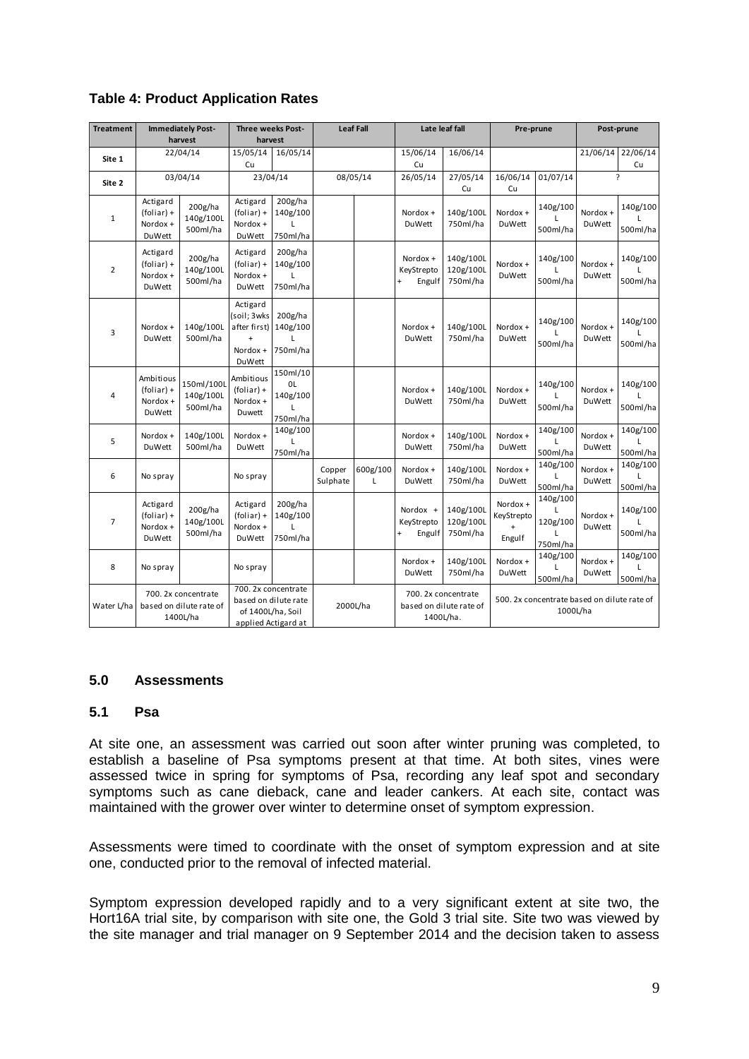### Table 4: Product Application Rates

| Treatment | Immediately Post-harvest | | Three weeks Post-harvest | | Leaf Fall | | Late leaf fall | | Pre-prune | | Post-prune | |
|---|---|---|---|---|---|---|---|---|---|---|---|---|
| Site 1 | 22/04/14 | | 15/05/14 Cu | 16/05/14 | | | 15/06/14 Cu | 16/06/14 | | | 21/06/14 | 22/06/14 Cu |
| Site 2 | 03/04/14 | | 23/04/14 | | 08/05/14 | | 26/05/14 | 27/05/14 Cu | 16/06/14 Cu | 01/07/14 | ? | |
| 1 | Actigard (foliar) + Nordox + DuWett | 200g/ha 140g/100L 500ml/ha | Actigard (foliar) + Nordox + DuWett | 200g/ha 140g/100 L 750ml/ha | | | Nordox + DuWett | 140g/100L 750ml/ha | Nordox + DuWett | 140g/100 L 500ml/ha | Nordox + DuWett | 140g/100 L 500ml/ha |
| 2 | Actigard (foliar) + Nordox + DuWett | 200g/ha 140g/100L 500ml/ha | Actigard (foliar) + Nordox + DuWett | 200g/ha 140g/100 L 750ml/ha | | | Nordox + KeyStrepto + Engulf | 140g/100L 120g/100L 750ml/ha | Nordox + DuWett | 140g/100 L 500ml/ha | Nordox + DuWett | 140g/100 L 500ml/ha |
| 3 | Nordox + DuWett | 140g/100L 500ml/ha | Actigard (soil; 3wks after first) + Nordox + DuWett | 200g/ha 140g/100 L 750ml/ha | | | Nordox + DuWett | 140g/100L 750ml/ha | Nordox + DuWett | 140g/100 L 500ml/ha | Nordox + DuWett | 140g/100 L 500ml/ha |
| 4 | Ambitious (foliar) + Nordox + DuWett | 150ml/100L 140g/100L 500ml/ha | Ambitious (foliar) + Nordox + Duwett | 150ml/10 0L 140g/100 L 750ml/ha | | | Nordox + DuWett | 140g/100L 750ml/ha | Nordox + DuWett | 140g/100 L 500ml/ha | Nordox + DuWett | 140g/100 L 500ml/ha |
| 5 | Nordox + DuWett | 140g/100L 500ml/ha | Nordox + DuWett | 140g/100 L 750ml/ha | | | Nordox + DuWett | 140g/100L 750ml/ha | Nordox + DuWett | 140g/100 L 500ml/ha | Nordox + DuWett | 140g/100 L 500ml/ha |
| 6 | No spray | | No spray | | Copper Sulphate | 600g/100 L | Nordox + DuWett | 140g/100L 750ml/ha | Nordox + DuWett | 140g/100 L 500ml/ha | Nordox + DuWett | 140g/100 L 500ml/ha |
| 7 | Actigard (foliar) + Nordox + DuWett | 200g/ha 140g/100L 500ml/ha | Actigard (foliar) + Nordox + DuWett | 200g/ha 140g/100 L 750ml/ha | | | Nordox + KeyStrepto + Engulf | 140g/100L 120g/100L 750ml/ha | Nordox + KeyStrepto + Engulf | 140g/100 L 120g/100 L 750ml/ha | Nordox + DuWett | 140g/100 L 500ml/ha |
| 8 | No spray | | No spray | | | | Nordox + DuWett | 140g/100L 750ml/ha | Nordox + DuWett | 140g/100 L 500ml/ha | Nordox + DuWett | 140g/100 L 500ml/ha |
| Water L/ha | 700. 2x concentrate based on dilute rate of 1400L/ha | | 700. 2x concentrate based on dilute rate of 1400L/ha, Soil applied Actigard at | | 2000L/ha | | 700. 2x concentrate based on dilute rate of 1400L/ha. | | 500. 2x concentrate based on dilute rate of 1000L/ha | | | |

## 5.0 Assessments

### 5.1 Psa

At site one, an assessment was carried out soon after winter pruning was completed, to establish a baseline of Psa symptoms present at that time. At both sites, vines were assessed twice in spring for symptoms of Psa, recording any leaf spot and secondary symptoms such as cane dieback, cane and leader cankers. At each site, contact was maintained with the grower over winter to determine onset of symptom expression.

Assessments were timed to coordinate with the onset of symptom expression and at site one, conducted prior to the removal of infected material.

Symptom expression developed rapidly and to a very significant extent at site two, the Hort16A trial site, by comparison with site one, the Gold 3 trial site. Site two was viewed by the site manager and trial manager on 9 September 2014 and the decision taken to assess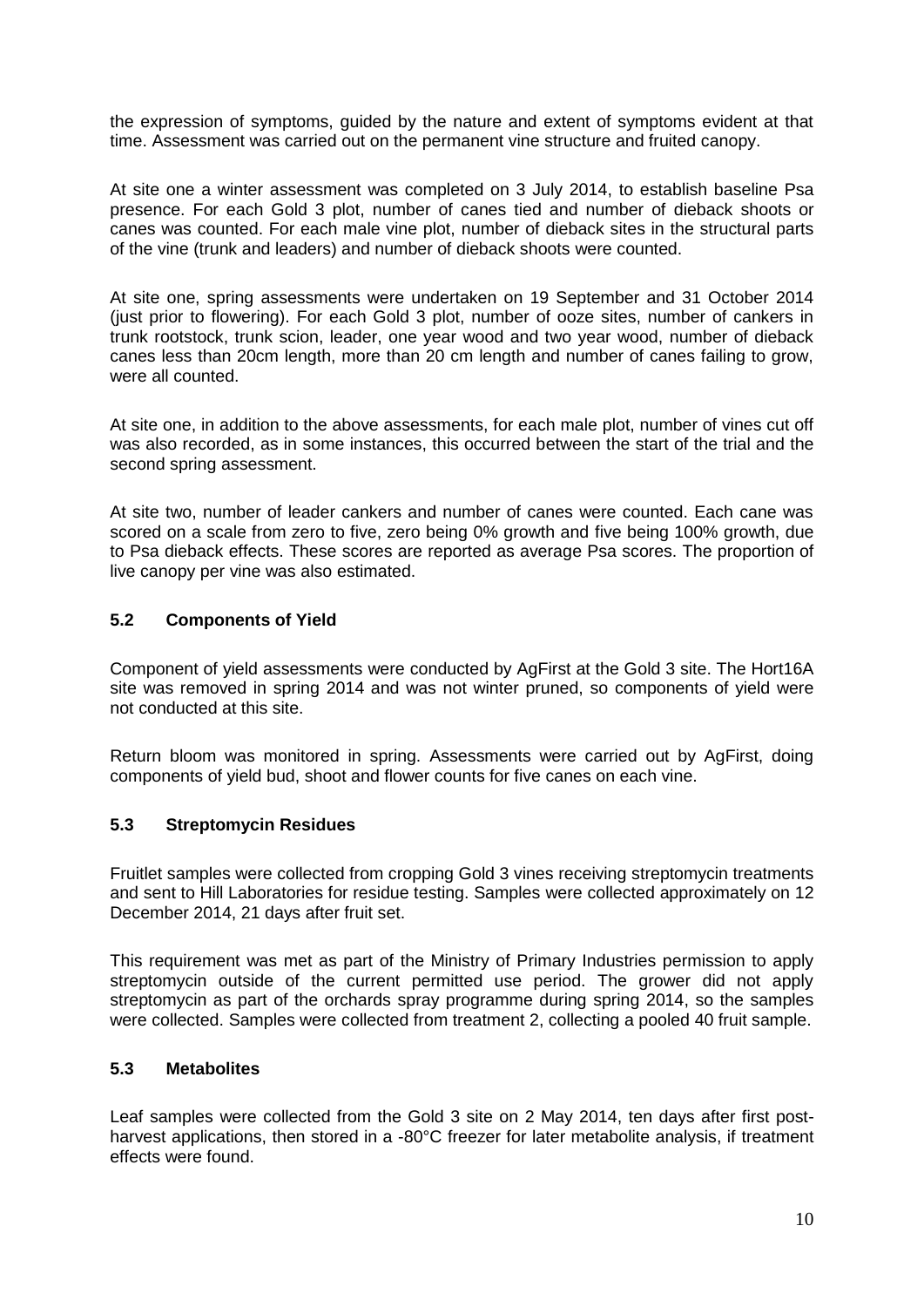the expression of symptoms, guided by the nature and extent of symptoms evident at that time. Assessment was carried out on the permanent vine structure and fruited canopy.

At site one a winter assessment was completed on 3 July 2014, to establish baseline Psa presence. For each Gold 3 plot, number of canes tied and number of dieback shoots or canes was counted. For each male vine plot, number of dieback sites in the structural parts of the vine (trunk and leaders) and number of dieback shoots were counted.

At site one, spring assessments were undertaken on 19 September and 31 October 2014 (just prior to flowering). For each Gold 3 plot, number of ooze sites, number of cankers in trunk rootstock, trunk scion, leader, one year wood and two year wood, number of dieback canes less than 20cm length, more than 20 cm length and number of canes failing to grow, were all counted.

At site one, in addition to the above assessments, for each male plot, number of vines cut off was also recorded, as in some instances, this occurred between the start of the trial and the second spring assessment.

At site two, number of leader cankers and number of canes were counted. Each cane was scored on a scale from zero to five, zero being 0% growth and five being 100% growth, due to Psa dieback effects. These scores are reported as average Psa scores. The proportion of live canopy per vine was also estimated.

## 5.2 Components of Yield

Component of yield assessments were conducted by AgFirst at the Gold 3 site. The Hort16A site was removed in spring 2014 and was not winter pruned, so components of yield were not conducted at this site.

Return bloom was monitored in spring. Assessments were carried out by AgFirst, doing components of yield bud, shoot and flower counts for five canes on each vine.

## 5.3 Streptomycin Residues

Fruitlet samples were collected from cropping Gold 3 vines receiving streptomycin treatments and sent to Hill Laboratories for residue testing. Samples were collected approximately on 12 December 2014, 21 days after fruit set.

This requirement was met as part of the Ministry of Primary Industries permission to apply streptomycin outside of the current permitted use period. The grower did not apply streptomycin as part of the orchards spray programme during spring 2014, so the samples were collected. Samples were collected from treatment 2, collecting a pooled 40 fruit sample.

## 5.3 Metabolites

Leaf samples were collected from the Gold 3 site on 2 May 2014, ten days after first post-harvest applications, then stored in a -80°C freezer for later metabolite analysis, if treatment effects were found.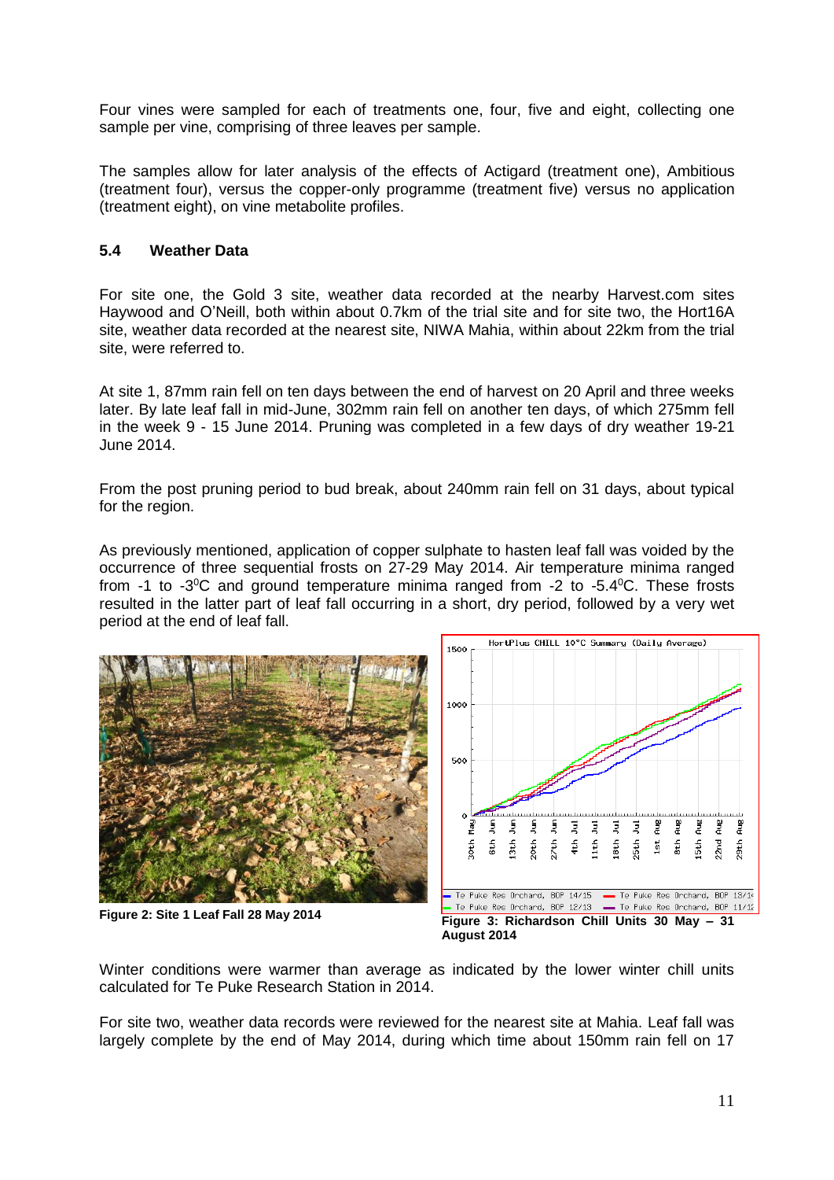Four vines were sampled for each of treatments one, four, five and eight, collecting one sample per vine, comprising of three leaves per sample.

The samples allow for later analysis of the effects of Actigard (treatment one), Ambitious (treatment four), versus the copper-only programme (treatment five) versus no application (treatment eight), on vine metabolite profiles.

### 5.4 Weather Data

For site one, the Gold 3 site, weather data recorded at the nearby Harvest.com sites Haywood and O'Neill, both within about 0.7km of the trial site and for site two, the Hort16A site, weather data recorded at the nearest site, NIWA Mahia, within about 22km from the trial site, were referred to.

At site 1, 87mm rain fell on ten days between the end of harvest on 20 April and three weeks later. By late leaf fall in mid-June, 302mm rain fell on another ten days, of which 275mm fell in the week 9 - 15 June 2014. Pruning was completed in a few days of dry weather 19-21 June 2014.

From the post pruning period to bud break, about 240mm rain fell on 31 days, about typical for the region.

As previously mentioned, application of copper sulphate to hasten leaf fall was voided by the occurrence of three sequential frosts on 27-29 May 2014. Air temperature minima ranged from -1 to -3$^0$C and ground temperature minima ranged from -2 to -5.4$^0$C. These frosts resulted in the latter part of leaf fall occurring in a short, dry period, followed by a very wet period at the end of leaf fall.

**Figure 2: Site 1 Leaf Fall 28 May 2014**

**Figure 3: Richardson Chill Units 30 May – 31 August 2014**

Winter conditions were warmer than average as indicated by the lower winter chill units calculated for Te Puke Research Station in 2014.

For site two, weather data records were reviewed for the nearest site at Mahia. Leaf fall was largely complete by the end of May 2014, during which time about 150mm rain fell on 17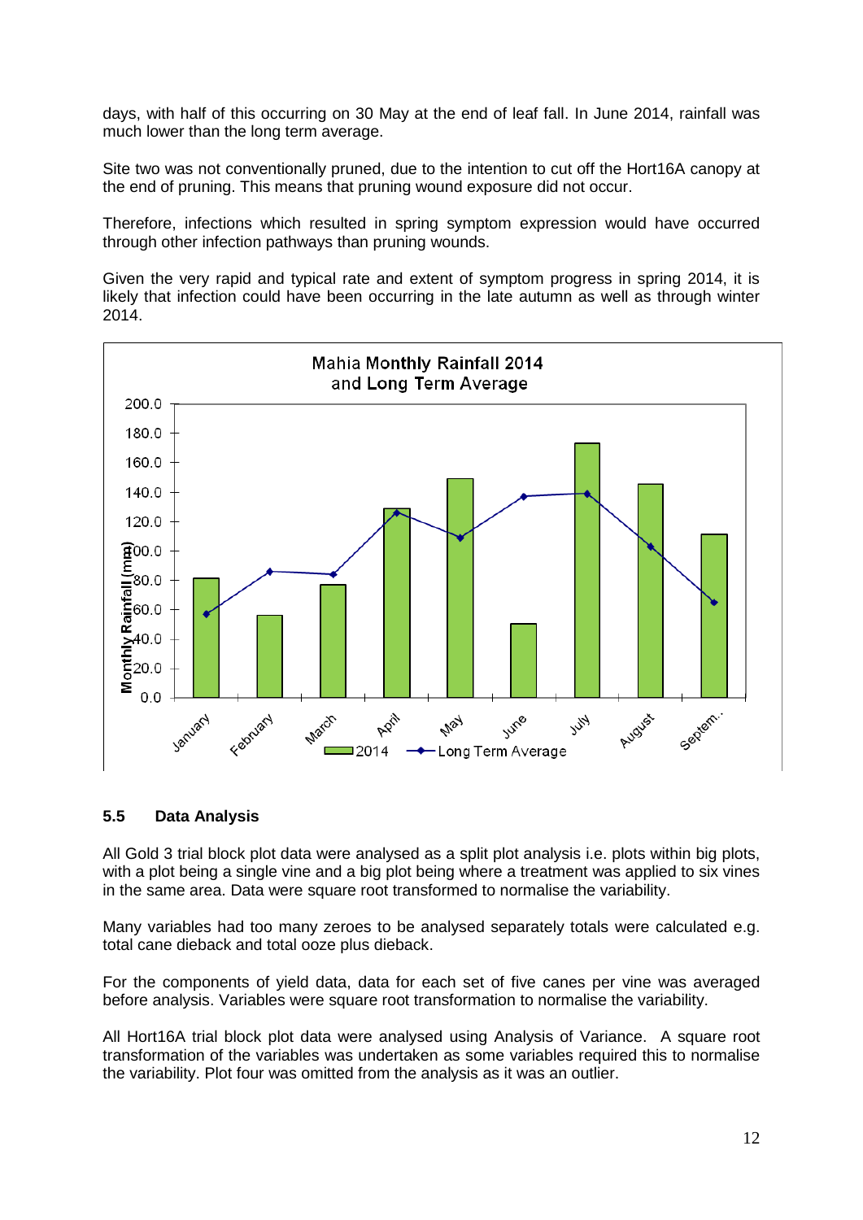days, with half of this occurring on 30 May at the end of leaf fall. In June 2014, rainfall was much lower than the long term average.

Site two was not conventionally pruned, due to the intention to cut off the Hort16A canopy at the end of pruning. This means that pruning wound exposure did not occur.

Therefore, infections which resulted in spring symptom expression would have occurred through other infection pathways than pruning wounds.

Given the very rapid and typical rate and extent of symptom progress in spring 2014, it is likely that infection could have been occurring in the late autumn as well as through winter 2014.

## 5.5 Data Analysis

All Gold 3 trial block plot data were analysed as a split plot analysis i.e. plots within big plots, with a plot being a single vine and a big plot being where a treatment was applied to six vines in the same area. Data were square root transformed to normalise the variability.

Many variables had too many zeroes to be analysed separately totals were calculated e.g. total cane dieback and total ooze plus dieback.

For the components of yield data, data for each set of five canes per vine was averaged before analysis. Variables were square root transformation to normalise the variability.

All Hort16A trial block plot data were analysed using Analysis of Variance. A square root transformation of the variables was undertaken as some variables required this to normalise the variability. Plot four was omitted from the analysis as it was an outlier.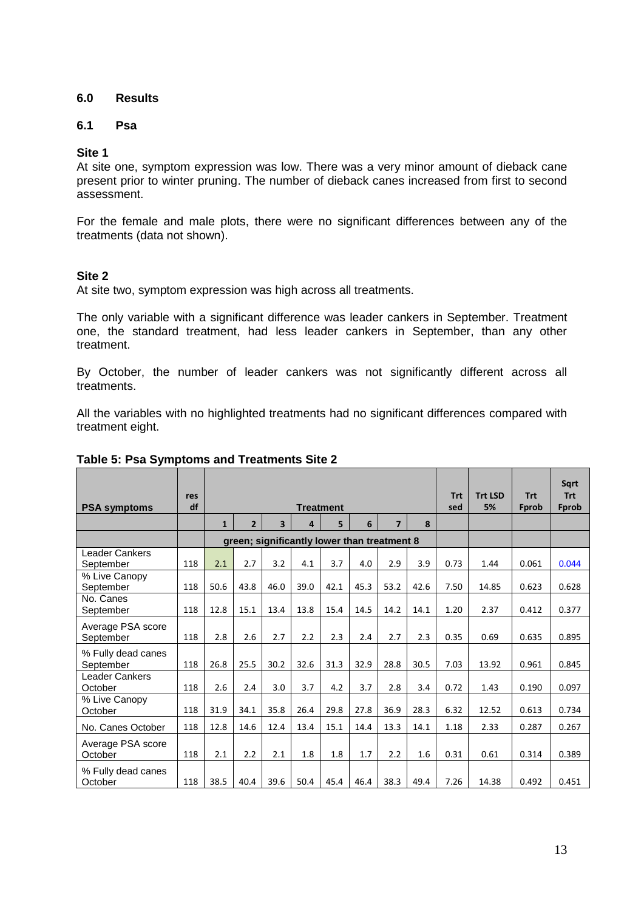## 6.0 Results

### 6.1 Psa

**Site 1**

At site one, symptom expression was low. There was a very minor amount of dieback cane present prior to winter pruning. The number of dieback canes increased from first to second assessment.

For the female and male plots, there were no significant differences between any of the treatments (data not shown).

**Site 2**

At site two, symptom expression was high across all treatments.

The only variable with a significant difference was leader cankers in September. Treatment one, the standard treatment, had less leader cankers in September, than any other treatment.

By October, the number of leader cankers was not significantly different across all treatments.

All the variables with no highlighted treatments had no significant differences compared with treatment eight.

**Table 5: Psa Symptoms and Treatments Site 2**

| PSA symptoms | res df | Treatment | | | | | | | | Trt sed | Trt LSD 5% | Trt Fprob | Sqrt Trt Fprob |
|---|---|---|---|---|---|---|---|---|---|---|---|---|---|
| | | 1 | 2 | 3 | 4 | 5 | 6 | 7 | 8 | | | | |
| | | green; significantly lower than treatment 8 | | | | | | | | | | | |
| Leader Cankers September | 118 | 2.1 | 2.7 | 3.2 | 4.1 | 3.7 | 4.0 | 2.9 | 3.9 | 0.73 | 1.44 | 0.061 | 0.044 |
| % Live Canopy September | 118 | 50.6 | 43.8 | 46.0 | 39.0 | 42.1 | 45.3 | 53.2 | 42.6 | 7.50 | 14.85 | 0.623 | 0.628 |
| No. Canes September | 118 | 12.8 | 15.1 | 13.4 | 13.8 | 15.4 | 14.5 | 14.2 | 14.1 | 1.20 | 2.37 | 0.412 | 0.377 |
| Average PSA score September | 118 | 2.8 | 2.6 | 2.7 | 2.2 | 2.3 | 2.4 | 2.7 | 2.3 | 0.35 | 0.69 | 0.635 | 0.895 |
| % Fully dead canes September | 118 | 26.8 | 25.5 | 30.2 | 32.6 | 31.3 | 32.9 | 28.8 | 30.5 | 7.03 | 13.92 | 0.961 | 0.845 |
| Leader Cankers October | 118 | 2.6 | 2.4 | 3.0 | 3.7 | 4.2 | 3.7 | 2.8 | 3.4 | 0.72 | 1.43 | 0.190 | 0.097 |
| % Live Canopy October | 118 | 31.9 | 34.1 | 35.8 | 26.4 | 29.8 | 27.8 | 36.9 | 28.3 | 6.32 | 12.52 | 0.613 | 0.734 |
| No. Canes October | 118 | 12.8 | 14.6 | 12.4 | 13.4 | 15.1 | 14.4 | 13.3 | 14.1 | 1.18 | 2.33 | 0.287 | 0.267 |
| Average PSA score October | 118 | 2.1 | 2.2 | 2.1 | 1.8 | 1.8 | 1.7 | 2.2 | 1.6 | 0.31 | 0.61 | 0.314 | 0.389 |
| % Fully dead canes October | 118 | 38.5 | 40.4 | 39.6 | 50.4 | 45.4 | 46.4 | 38.3 | 49.4 | 7.26 | 14.38 | 0.492 | 0.451 |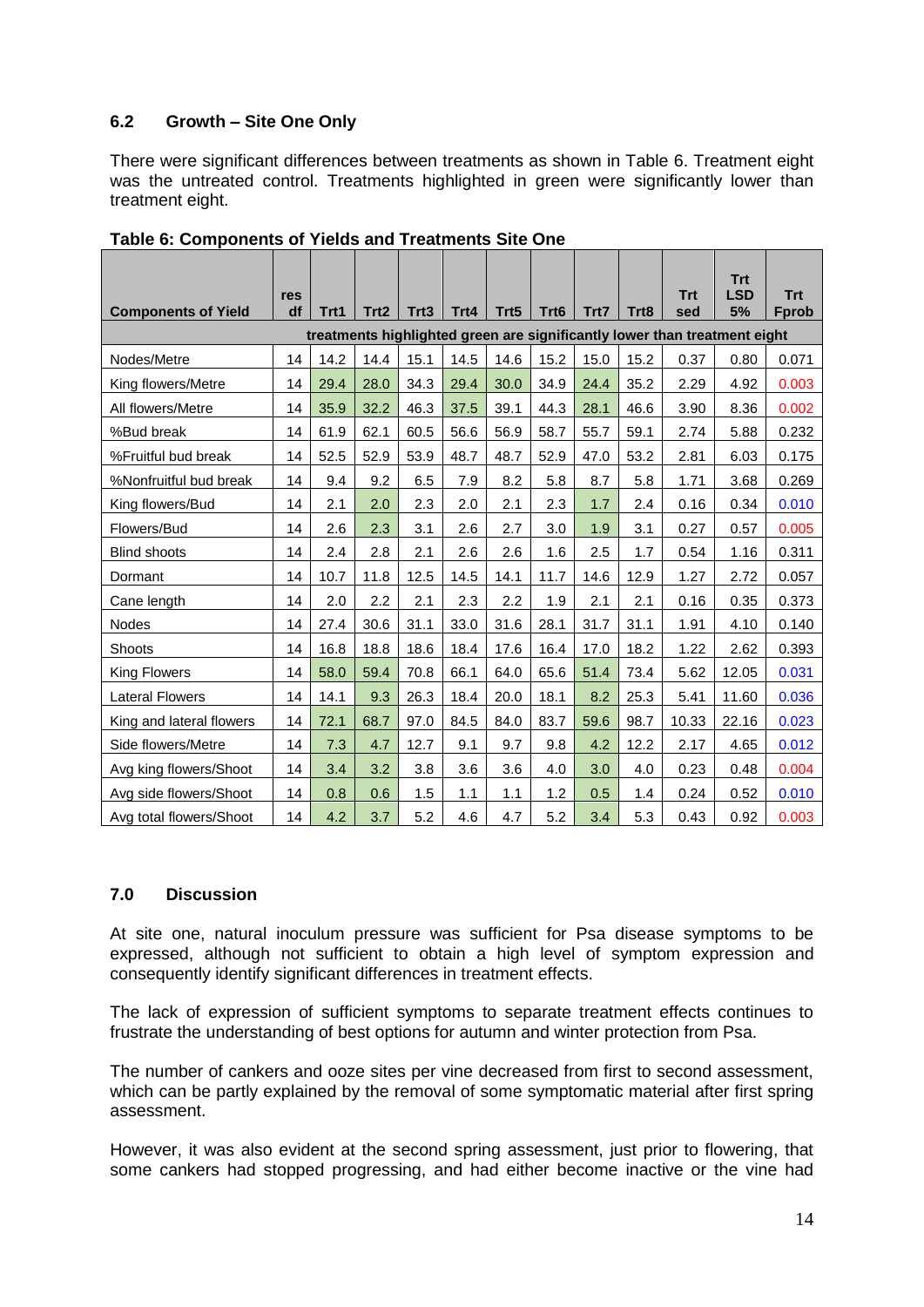## 6.2 Growth – Site One Only

There were significant differences between treatments as shown in Table 6. Treatment eight was the untreated control. Treatments highlighted in green were significantly lower than treatment eight.

**Table 6: Components of Yields and Treatments Site One**

| Components of Yield | res df | Trt1 | Trt2 | Trt3 | Trt4 | Trt5 | Trt6 | Trt7 | Trt8 | Trt sed | Trt LSD 5% | Trt Fprob |
|---|---|---|---|---|---|---|---|---|---|---|---|---|
| | treatments highlighted green are significantly lower than treatment eight | | | | | | | | | | | |
| Nodes/Metre | 14 | 14.2 | 14.4 | 15.1 | 14.5 | 14.6 | 15.2 | 15.0 | 15.2 | 0.37 | 0.80 | 0.071 |
| King flowers/Metre | 14 | 29.4 | 28.0 | 34.3 | 29.4 | 30.0 | 34.9 | 24.4 | 35.2 | 2.29 | 4.92 | 0.003 |
| All flowers/Metre | 14 | 35.9 | 32.2 | 46.3 | 37.5 | 39.1 | 44.3 | 28.1 | 46.6 | 3.90 | 8.36 | 0.002 |
| %Bud break | 14 | 61.9 | 62.1 | 60.5 | 56.6 | 56.9 | 58.7 | 55.7 | 59.1 | 2.74 | 5.88 | 0.232 |
| %Fruitful bud break | 14 | 52.5 | 52.9 | 53.9 | 48.7 | 48.7 | 52.9 | 47.0 | 53.2 | 2.81 | 6.03 | 0.175 |
| %Nonfruitful bud break | 14 | 9.4 | 9.2 | 6.5 | 7.9 | 8.2 | 5.8 | 8.7 | 5.8 | 1.71 | 3.68 | 0.269 |
| King flowers/Bud | 14 | 2.1 | 2.0 | 2.3 | 2.0 | 2.1 | 2.3 | 1.7 | 2.4 | 0.16 | 0.34 | 0.010 |
| Flowers/Bud | 14 | 2.6 | 2.3 | 3.1 | 2.6 | 2.7 | 3.0 | 1.9 | 3.1 | 0.27 | 0.57 | 0.005 |
| Blind shoots | 14 | 2.4 | 2.8 | 2.1 | 2.6 | 2.6 | 1.6 | 2.5 | 1.7 | 0.54 | 1.16 | 0.311 |
| Dormant | 14 | 10.7 | 11.8 | 12.5 | 14.5 | 14.1 | 11.7 | 14.6 | 12.9 | 1.27 | 2.72 | 0.057 |
| Cane length | 14 | 2.0 | 2.2 | 2.1 | 2.3 | 2.2 | 1.9 | 2.1 | 2.1 | 0.16 | 0.35 | 0.373 |
| Nodes | 14 | 27.4 | 30.6 | 31.1 | 33.0 | 31.6 | 28.1 | 31.7 | 31.1 | 1.91 | 4.10 | 0.140 |
| Shoots | 14 | 16.8 | 18.8 | 18.6 | 18.4 | 17.6 | 16.4 | 17.0 | 18.2 | 1.22 | 2.62 | 0.393 |
| King Flowers | 14 | 58.0 | 59.4 | 70.8 | 66.1 | 64.0 | 65.6 | 51.4 | 73.4 | 5.62 | 12.05 | 0.031 |
| Lateral Flowers | 14 | 14.1 | 9.3 | 26.3 | 18.4 | 20.0 | 18.1 | 8.2 | 25.3 | 5.41 | 11.60 | 0.036 |
| King and lateral flowers | 14 | 72.1 | 68.7 | 97.0 | 84.5 | 84.0 | 83.7 | 59.6 | 98.7 | 10.33 | 22.16 | 0.023 |
| Side flowers/Metre | 14 | 7.3 | 4.7 | 12.7 | 9.1 | 9.7 | 9.8 | 4.2 | 12.2 | 2.17 | 4.65 | 0.012 |
| Avg king flowers/Shoot | 14 | 3.4 | 3.2 | 3.8 | 3.6 | 3.6 | 4.0 | 3.0 | 4.0 | 0.23 | 0.48 | 0.004 |
| Avg side flowers/Shoot | 14 | 0.8 | 0.6 | 1.5 | 1.1 | 1.1 | 1.2 | 0.5 | 1.4 | 0.24 | 0.52 | 0.010 |
| Avg total flowers/Shoot | 14 | 4.2 | 3.7 | 5.2 | 4.6 | 4.7 | 5.2 | 3.4 | 5.3 | 0.43 | 0.92 | 0.003 |

## 7.0 Discussion

At site one, natural inoculum pressure was sufficient for Psa disease symptoms to be expressed, although not sufficient to obtain a high level of symptom expression and consequently identify significant differences in treatment effects.

The lack of expression of sufficient symptoms to separate treatment effects continues to frustrate the understanding of best options for autumn and winter protection from Psa.

The number of cankers and ooze sites per vine decreased from first to second assessment, which can be partly explained by the removal of some symptomatic material after first spring assessment.

However, it was also evident at the second spring assessment, just prior to flowering, that some cankers had stopped progressing, and had either become inactive or the vine had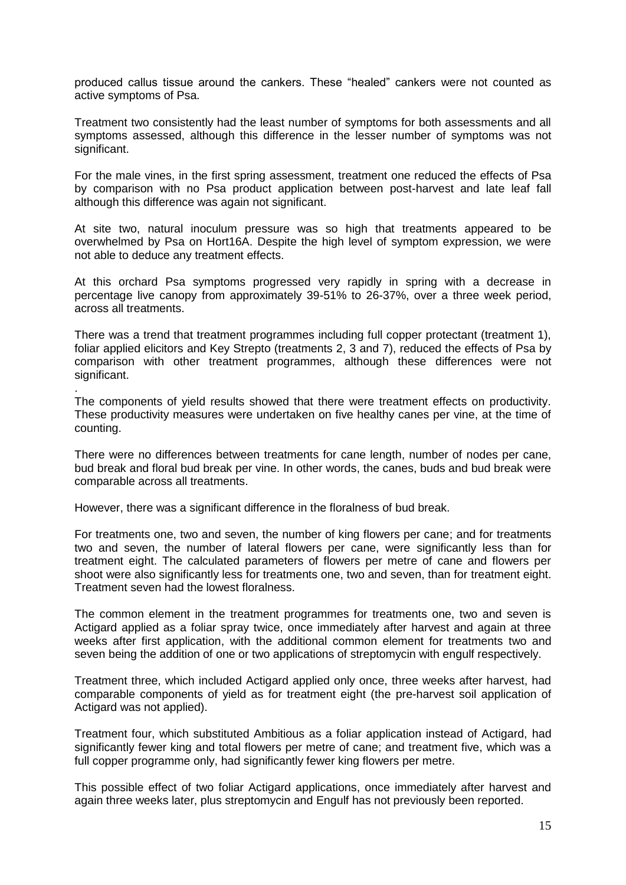produced callus tissue around the cankers. These "healed" cankers were not counted as active symptoms of Psa.

Treatment two consistently had the least number of symptoms for both assessments and all symptoms assessed, although this difference in the lesser number of symptoms was not significant.

For the male vines, in the first spring assessment, treatment one reduced the effects of Psa by comparison with no Psa product application between post-harvest and late leaf fall although this difference was again not significant.

At site two, natural inoculum pressure was so high that treatments appeared to be overwhelmed by Psa on Hort16A. Despite the high level of symptom expression, we were not able to deduce any treatment effects.

At this orchard Psa symptoms progressed very rapidly in spring with a decrease in percentage live canopy from approximately 39-51% to 26-37%, over a three week period, across all treatments.

There was a trend that treatment programmes including full copper protectant (treatment 1), foliar applied elicitors and Key Strepto (treatments 2, 3 and 7), reduced the effects of Psa by comparison with other treatment programmes, although these differences were not significant.

.

The components of yield results showed that there were treatment effects on productivity. These productivity measures were undertaken on five healthy canes per vine, at the time of counting.

There were no differences between treatments for cane length, number of nodes per cane, bud break and floral bud break per vine. In other words, the canes, buds and bud break were comparable across all treatments.

However, there was a significant difference in the floralness of bud break.

For treatments one, two and seven, the number of king flowers per cane; and for treatments two and seven, the number of lateral flowers per cane, were significantly less than for treatment eight. The calculated parameters of flowers per metre of cane and flowers per shoot were also significantly less for treatments one, two and seven, than for treatment eight. Treatment seven had the lowest floralness.

The common element in the treatment programmes for treatments one, two and seven is Actigard applied as a foliar spray twice, once immediately after harvest and again at three weeks after first application, with the additional common element for treatments two and seven being the addition of one or two applications of streptomycin with engulf respectively.

Treatment three, which included Actigard applied only once, three weeks after harvest, had comparable components of yield as for treatment eight (the pre-harvest soil application of Actigard was not applied).

Treatment four, which substituted Ambitious as a foliar application instead of Actigard, had significantly fewer king and total flowers per metre of cane; and treatment five, which was a full copper programme only, had significantly fewer king flowers per metre.

This possible effect of two foliar Actigard applications, once immediately after harvest and again three weeks later, plus streptomycin and Engulf has not previously been reported.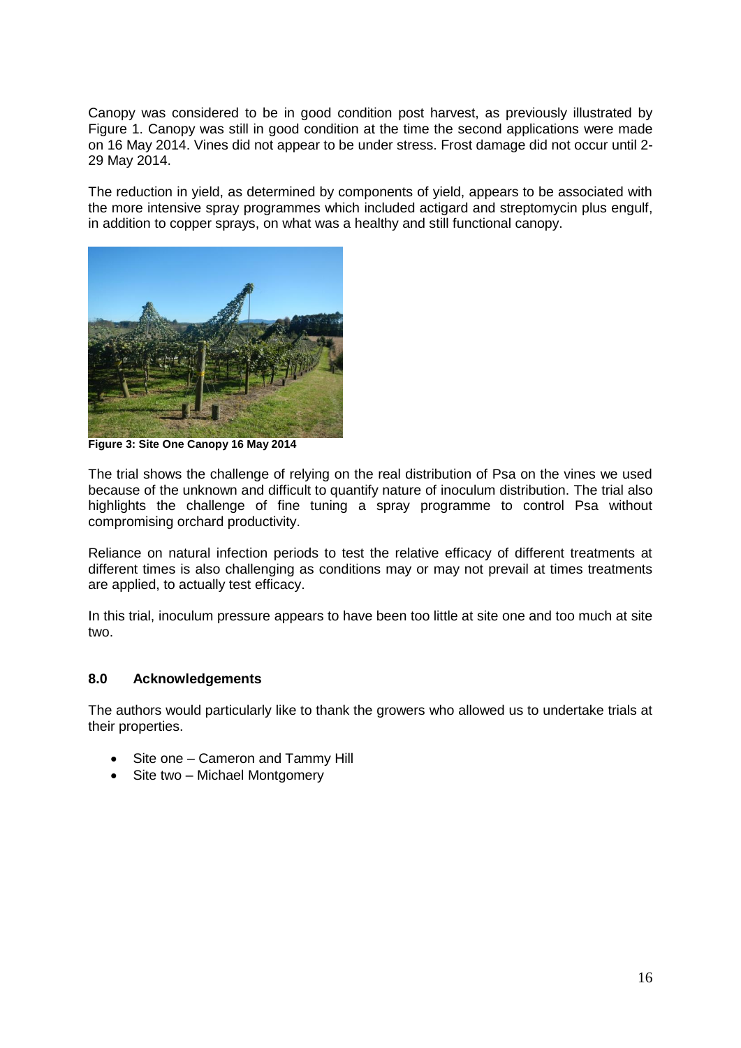Canopy was considered to be in good condition post harvest, as previously illustrated by Figure 1. Canopy was still in good condition at the time the second applications were made on 16 May 2014. Vines did not appear to be under stress. Frost damage did not occur until 2-29 May 2014.

The reduction in yield, as determined by components of yield, appears to be associated with the more intensive spray programmes which included actigard and streptomycin plus engulf, in addition to copper sprays, on what was a healthy and still functional canopy.

**Figure 3: Site One Canopy 16 May 2014**

The trial shows the challenge of relying on the real distribution of Psa on the vines we used because of the unknown and difficult to quantify nature of inoculum distribution. The trial also highlights the challenge of fine tuning a spray programme to control Psa without compromising orchard productivity.

Reliance on natural infection periods to test the relative efficacy of different treatments at different times is also challenging as conditions may or may not prevail at times treatments are applied, to actually test efficacy.

In this trial, inoculum pressure appears to have been too little at site one and too much at site two.

## 8.0 Acknowledgements

The authors would particularly like to thank the growers who allowed us to undertake trials at their properties.

- Site one – Cameron and Tammy Hill
- Site two – Michael Montgomery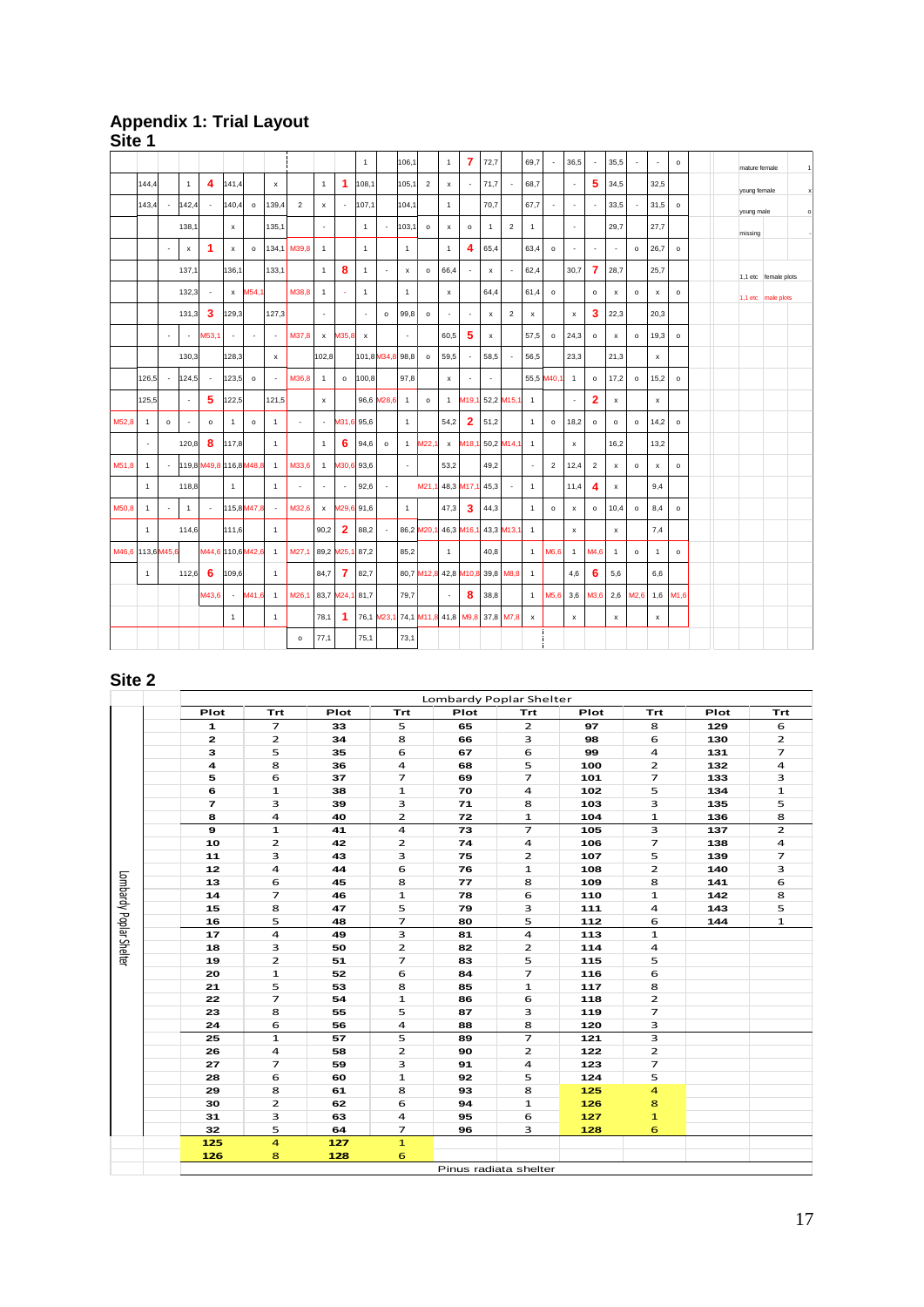# Appendix 1: Trial Layout

## Site 1

| | | | | | | | | | | | | | | | | | | | | | | | | | | |
|---|---|---|---|---|---|---|---|---|---|---|---|---|---|---|---|---|---|---|---|---|---|---|---|---|---|---|
| | | | | | | | | | | | 1 | | 106,1 | | 1 | 7 | 72,7 | | 69,7 | - | 36,5 | - | 35,5 | - | - | o |
| | 144,4 | | 1 | 4 | 141,4 | | x | | 1 | 1 | 108,1 | | 105,1 | 2 | x | - | 71,7 | - | 68,7 | | - | 5 | 34,5 | | 32,5 | |
| | 143,4 | - | 142,4 | - | 140,4 | o | 139,4 | 2 | x | - | 107,1 | | 104,1 | | 1 | | 70,7 | | 67,7 | - | - | - | 33,5 | - | 31,5 | o |
| | | | 138,1 | | x | | 135,1 | | - | | 1 | - | 103,1 | o | x | o | 1 | 2 | 1 | | - | | 29,7 | | 27,7 | |
| | | - | x | 1 | x | o | 134,1 | M39,8 | 1 | | 1 | | 1 | | 1 | 4 | 65,4 | | 63,4 | o | - | - | - | o | 26,7 | o |
| | | | 137,1 | | 136,1 | | 133,1 | | 1 | 8 | 1 | - | x | o | 66,4 | - | x | - | 62,4 | | 30,7 | 7 | 28,7 | | 25,7 | |
| | | | 132,3 | - | x | M54,1 | | M38,8 | 1 | - | 1 | | 1 | | x | | 64,4 | | 61,4 | o | | o | x | o | x | o |
| | | | 131,3 | 3 | 129,3 | | 127,3 | | - | | - | o | 99,8 | o | - | - | x | 2 | x | | x | 3 | 22,3 | | 20,3 | |
| | | - | - | M53,1 | - | - | - | M37,8 | x | M35,8 | x | | - | | 60,5 | 5 | x | | 57,5 | o | 24,3 | o | x | o | 19,3 | o |
| | | | 130,3 | | 128,3 | | x | | 102,8 | | 101,8 | M34,8 | 98,8 | o | 59,5 | - | 58,5 | - | 56,5 | | 23,3 | | 21,3 | | x | |
| | 126,5 | - | 124,5 | - | 123,5 | o | - | M36,8 | 1 | o | 100,8 | | 97,8 | | x | - | - | | 55,5 | M40,1 | 1 | o | 17,2 | o | 15,2 | o |
| | 125,5 | | - | 5 | 122,5 | | 121,5 | | x | | 96,6 | M28,6 | 1 | o | 1 | M19,1 | 52,2 | M15,1 | 1 | | - | 2 | x | | x | |
| M52,8 | 1 | o | - | o | 1 | o | 1 | - | - | M31,6 | 95,6 | | 1 | | 54,2 | 2 | 51,2 | | 1 | o | 18,2 | o | o | o | 14,2 | o |
| | - | | 120,8 | 8 | 117,8 | | 1 | | 1 | 6 | 94,6 | o | 1 | M22,1 | x | M18,1 | 50,2 | M14,1 | 1 | | x | | 16,2 | | 13,2 | |
| M51,8 | 1 | - | 119,8 | M49,8 | 116,8 | M48,8 | 1 | M33,6 | 1 | M30,6 | 93,6 | | - | | 53,2 | | 49,2 | | - | 2 | 12,4 | 2 | x | o | x | o |
| | 1 | | 118,8 | | 1 | | 1 | - | - | - | 92,6 | - | | M21,1 | 48,3 | M17,1 | 45,3 | - | 1 | | 11,4 | 4 | x | | 9,4 | |
| M50,8 | 1 | - | 1 | - | 115,8 | M47,8 | - | M32,6 | x | M29,6 | 91,6 | | 1 | | 47,3 | 3 | 44,3 | | 1 | o | x | o | 10,4 | o | 8,4 | o |
| | 1 | | 114,6 | | 111,6 | | 1 | | 90,2 | 2 | 88,2 | - | 86,2 | M20,1 | 46,3 | M16,1 | 43,3 | M13,1 | 1 | | x | | x | | 7,4 | |
| M46,6 | 113,6 | M45,6 | | M44,6 | 110,6 | M42,6 | 1 | M27,1 | 89,2 | M25,1 | 87,2 | | 85,2 | | 1 | | 40,8 | | 1 | M6,6 | 1 | M4,6 | 1 | o | 1 | o |
| | 1 | | 112,6 | 6 | 109,6 | | 1 | | 84,7 | 7 | 82,7 | | 80,7 | M12,8 | 42,8 | M10,8 | 39,8 | M8,8 | 1 | | 4,6 | 6 | 5,6 | | 6,6 | |
| | | | | M43,6 | - | M41,6 | 1 | M26,1 | 83,7 | M24,1 | 81,7 | | 79,7 | | - | 8 | 38,8 | | 1 | M5,6 | 3,6 | M3,6 | 2,6 | M2,6 | 1,6 | M1,6 |
| | | | | | 1 | | 1 | | 78,1 | 1 | 76,1 | M23,1 | 74,1 | M11,8 | 41,8 | M9,8 | 37,8 | M7,8 | x | | x | | x | | x | |
| | | | | | | | | o | 77,1 | | 75,1 | | 73,1 | | | | | | | | | | | | | |

| | |
|---|---|
| mature female | 1 |
| young female | x |
| young male | o |
| missing | - |
| 1,1 etc | female plots |
| 1,1 etc | male plots |

## Site 2

Lombardy Poplar Shelter

| Plot | Trt | Plot | Trt | Plot | Trt | Plot | Trt | Plot | Trt |
|---|---|---|---|---|---|---|---|---|---|
| 1 | 7 | 33 | 5 | 65 | 2 | 97 | 8 | 129 | 6 |
| 2 | 2 | 34 | 8 | 66 | 3 | 98 | 6 | 130 | 2 |
| 3 | 5 | 35 | 6 | 67 | 6 | 99 | 4 | 131 | 7 |
| 4 | 8 | 36 | 4 | 68 | 5 | 100 | 2 | 132 | 4 |
| 5 | 6 | 37 | 7 | 69 | 7 | 101 | 7 | 133 | 3 |
| 6 | 1 | 38 | 1 | 70 | 4 | 102 | 5 | 134 | 1 |
| 7 | 3 | 39 | 3 | 71 | 8 | 103 | 3 | 135 | 5 |
| 8 | 4 | 40 | 2 | 72 | 1 | 104 | 1 | 136 | 8 |
| 9 | 1 | 41 | 4 | 73 | 7 | 105 | 3 | 137 | 2 |
| 10 | 2 | 42 | 2 | 74 | 4 | 106 | 7 | 138 | 4 |
| 11 | 3 | 43 | 3 | 75 | 2 | 107 | 5 | 139 | 7 |
| 12 | 4 | 44 | 6 | 76 | 1 | 108 | 2 | 140 | 3 |
| 13 | 6 | 45 | 8 | 77 | 8 | 109 | 8 | 141 | 6 |
| 14 | 7 | 46 | 1 | 78 | 6 | 110 | 1 | 142 | 8 |
| 15 | 8 | 47 | 5 | 79 | 3 | 111 | 4 | 143 | 5 |
| 16 | 5 | 48 | 7 | 80 | 5 | 112 | 6 | 144 | 1 |
| 17 | 4 | 49 | 3 | 81 | 4 | 113 | 1 | | |
| 18 | 3 | 50 | 2 | 82 | 2 | 114 | 4 | | |
| 19 | 2 | 51 | 7 | 83 | 5 | 115 | 5 | | |
| 20 | 1 | 52 | 6 | 84 | 7 | 116 | 6 | | |
| 21 | 5 | 53 | 8 | 85 | 1 | 117 | 8 | | |
| 22 | 7 | 54 | 1 | 86 | 6 | 118 | 2 | | |
| 23 | 8 | 55 | 5 | 87 | 3 | 119 | 7 | | |
| 24 | 6 | 56 | 4 | 88 | 8 | 120 | 3 | | |
| 25 | 1 | 57 | 5 | 89 | 7 | 121 | 3 | | |
| 26 | 4 | 58 | 2 | 90 | 2 | 122 | 2 | | |
| 27 | 7 | 59 | 3 | 91 | 4 | 123 | 7 | | |
| 28 | 6 | 60 | 1 | 92 | 5 | 124 | 5 | | |
| 29 | 8 | 61 | 8 | 93 | 8 | 125 | 4 | | |
| 30 | 2 | 62 | 6 | 94 | 1 | 126 | 8 | | |
| 31 | 3 | 63 | 4 | 95 | 6 | 127 | 1 | | |
| 32 | 5 | 64 | 7 | 96 | 3 | 128 | 6 | | |
| 125 | 4 | 127 | 1 | | | | | | |
| 126 | 8 | 128 | 6 | | | | | | |

Lombardy Poplar Shelter (left side)

Pinus radiata shelter